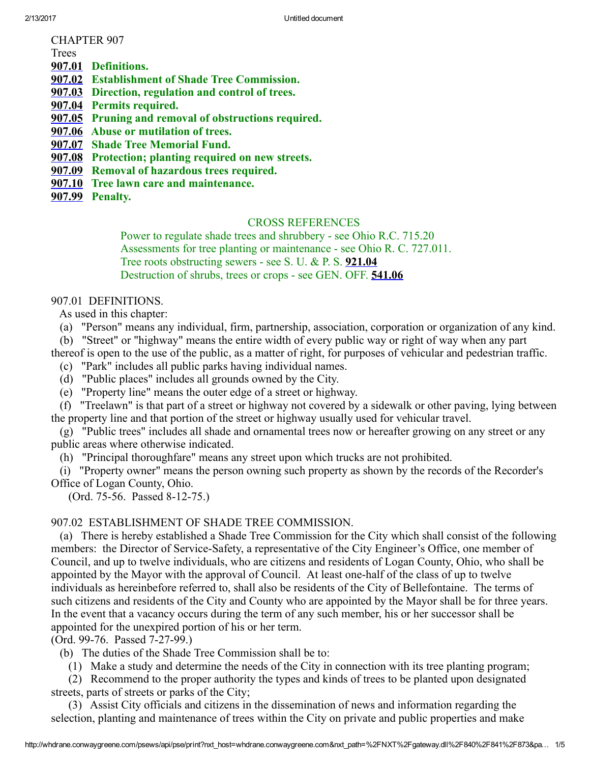# CHAPTER 907

Trees

**907.01 Definitions.**
**907.02 Establishment of Shade Tree Commission.**
**907.03 Direction, regulation and control of trees.**
**907.04 Permits required.**
**907.05 Pruning and removal of obstructions required.**
**907.06 Abuse or mutilation of trees.**
**907.07 Shade Tree Memorial Fund.**
**907.08 Protection; planting required on new streets.**
**907.09 Removal of hazardous trees required.**
**907.10 Tree lawn care and maintenance.**
**907.99 Penalty.**

CROSS REFERENCES

Power to regulate shade trees and shrubbery - see Ohio R.C. 715.20
Assessments for tree planting or maintenance - see Ohio R. C. 727.011.
Tree roots obstructing sewers - see S. U. & P. S. **921.04**
Destruction of shrubs, trees or crops - see GEN. OFF. **541.06**

## 907.01 DEFINITIONS.

As used in this chapter:

(a) "Person" means any individual, firm, partnership, association, corporation or organization of any kind.

(b) "Street" or "highway" means the entire width of every public way or right of way when any part thereof is open to the use of the public, as a matter of right, for purposes of vehicular and pedestrian traffic.

(c) "Park" includes all public parks having individual names.

(d) "Public places" includes all grounds owned by the City.

(e) "Property line" means the outer edge of a street or highway.

(f) "Treelawn" is that part of a street or highway not covered by a sidewalk or other paving, lying between the property line and that portion of the street or highway usually used for vehicular travel.

(g) "Public trees" includes all shade and ornamental trees now or hereafter growing on any street or any public areas where otherwise indicated.

(h) "Principal thoroughfare" means any street upon which trucks are not prohibited.

(i) "Property owner" means the person owning such property as shown by the records of the Recorder's Office of Logan County, Ohio.

(Ord. 75-56. Passed 8-12-75.)

## 907.02 ESTABLISHMENT OF SHADE TREE COMMISSION.

(a) There is hereby established a Shade Tree Commission for the City which shall consist of the following members: the Director of Service-Safety, a representative of the City Engineer's Office, one member of Council, and up to twelve individuals, who are citizens and residents of Logan County, Ohio, who shall be appointed by the Mayor with the approval of Council. At least one-half of the class of up to twelve individuals as hereinbefore referred to, shall also be residents of the City of Bellefontaine. The terms of such citizens and residents of the City and County who are appointed by the Mayor shall be for three years. In the event that a vacancy occurs during the term of any such member, his or her successor shall be appointed for the unexpired portion of his or her term.

(Ord. 99-76. Passed 7-27-99.)

(b) The duties of the Shade Tree Commission shall be to:

(1) Make a study and determine the needs of the City in connection with its tree planting program;

(2) Recommend to the proper authority the types and kinds of trees to be planted upon designated streets, parts of streets or parks of the City;

(3) Assist City officials and citizens in the dissemination of news and information regarding the selection, planting and maintenance of trees within the City on private and public properties and make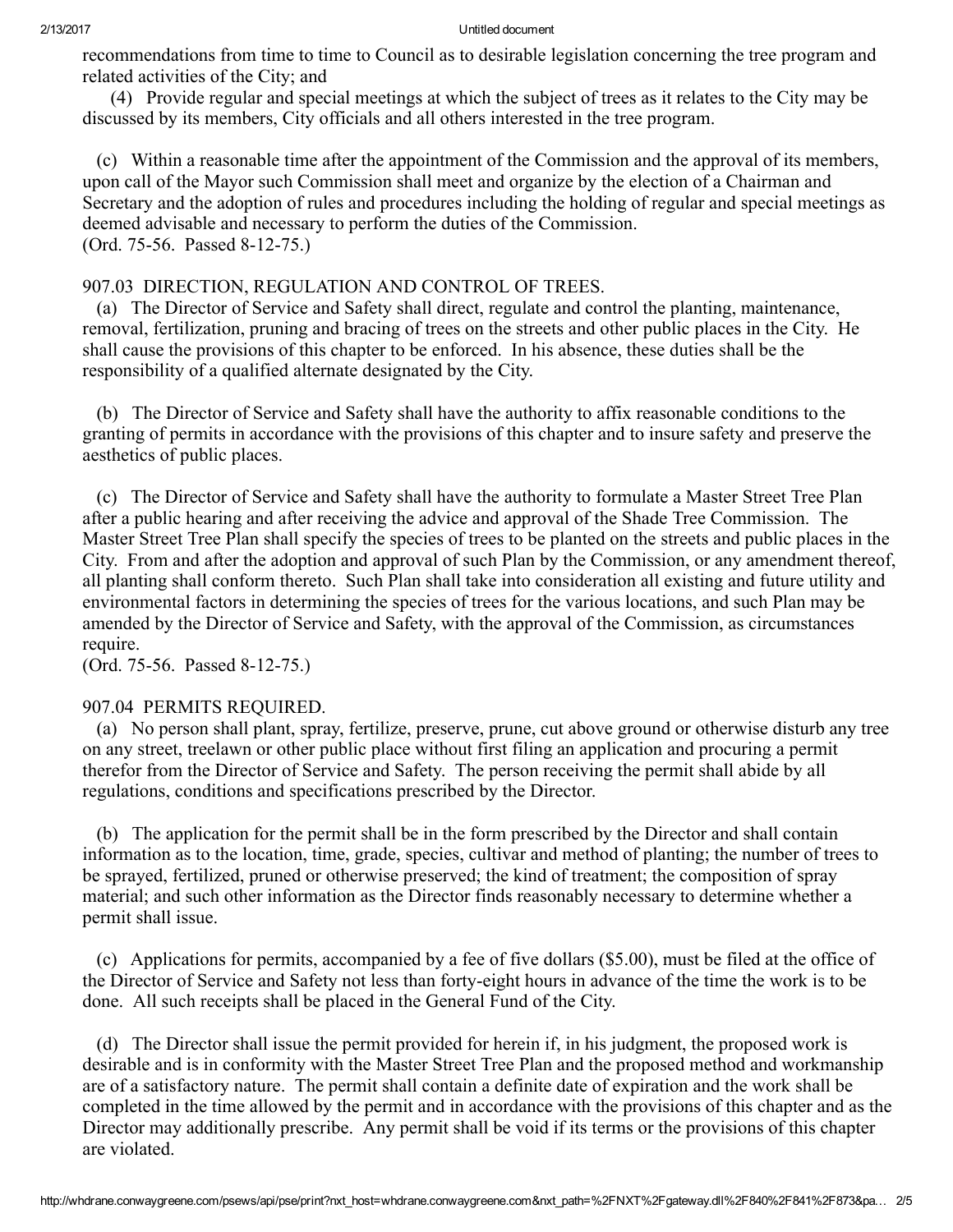recommendations from time to time to Council as to desirable legislation concerning the tree program and related activities of the City; and

(4) Provide regular and special meetings at which the subject of trees as it relates to the City may be discussed by its members, City officials and all others interested in the tree program.

(c) Within a reasonable time after the appointment of the Commission and the approval of its members, upon call of the Mayor such Commission shall meet and organize by the election of a Chairman and Secretary and the adoption of rules and procedures including the holding of regular and special meetings as deemed advisable and necessary to perform the duties of the Commission.
(Ord. 75-56. Passed 8-12-75.)

## 907.03 DIRECTION, REGULATION AND CONTROL OF TREES.

(a) The Director of Service and Safety shall direct, regulate and control the planting, maintenance, removal, fertilization, pruning and bracing of trees on the streets and other public places in the City. He shall cause the provisions of this chapter to be enforced. In his absence, these duties shall be the responsibility of a qualified alternate designated by the City.

(b) The Director of Service and Safety shall have the authority to affix reasonable conditions to the granting of permits in accordance with the provisions of this chapter and to insure safety and preserve the aesthetics of public places.

(c) The Director of Service and Safety shall have the authority to formulate a Master Street Tree Plan after a public hearing and after receiving the advice and approval of the Shade Tree Commission. The Master Street Tree Plan shall specify the species of trees to be planted on the streets and public places in the City. From and after the adoption and approval of such Plan by the Commission, or any amendment thereof, all planting shall conform thereto. Such Plan shall take into consideration all existing and future utility and environmental factors in determining the species of trees for the various locations, and such Plan may be amended by the Director of Service and Safety, with the approval of the Commission, as circumstances require.
(Ord. 75-56. Passed 8-12-75.)

## 907.04 PERMITS REQUIRED.

(a) No person shall plant, spray, fertilize, preserve, prune, cut above ground or otherwise disturb any tree on any street, treelawn or other public place without first filing an application and procuring a permit therefor from the Director of Service and Safety. The person receiving the permit shall abide by all regulations, conditions and specifications prescribed by the Director.

(b) The application for the permit shall be in the form prescribed by the Director and shall contain information as to the location, time, grade, species, cultivar and method of planting; the number of trees to be sprayed, fertilized, pruned or otherwise preserved; the kind of treatment; the composition of spray material; and such other information as the Director finds reasonably necessary to determine whether a permit shall issue.

(c) Applications for permits, accompanied by a fee of five dollars ($5.00), must be filed at the office of the Director of Service and Safety not less than forty-eight hours in advance of the time the work is to be done. All such receipts shall be placed in the General Fund of the City.

(d) The Director shall issue the permit provided for herein if, in his judgment, the proposed work is desirable and is in conformity with the Master Street Tree Plan and the proposed method and workmanship are of a satisfactory nature. The permit shall contain a definite date of expiration and the work shall be completed in the time allowed by the permit and in accordance with the provisions of this chapter and as the Director may additionally prescribe. Any permit shall be void if its terms or the provisions of this chapter are violated.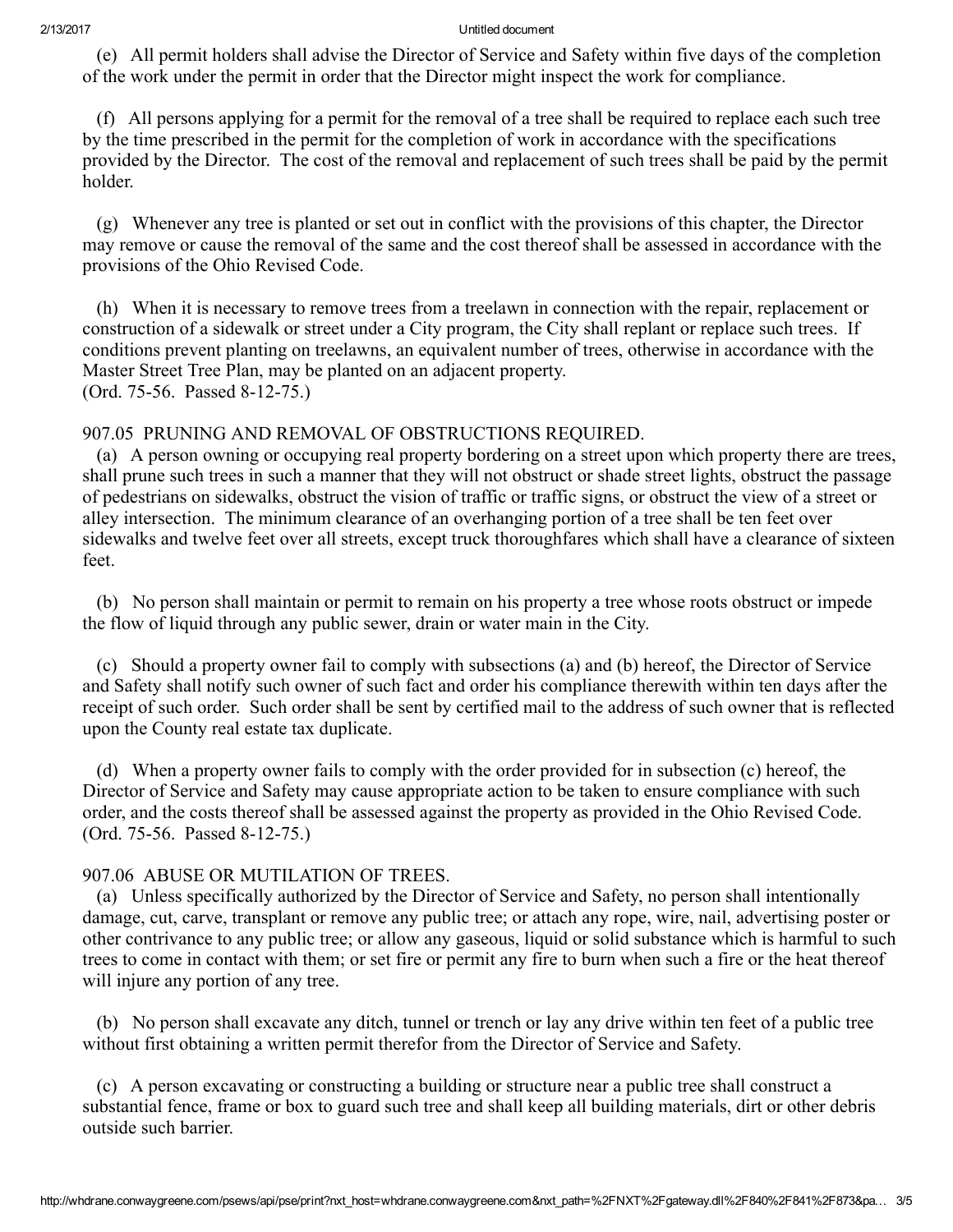(e) All permit holders shall advise the Director of Service and Safety within five days of the completion of the work under the permit in order that the Director might inspect the work for compliance.

(f) All persons applying for a permit for the removal of a tree shall be required to replace each such tree by the time prescribed in the permit for the completion of work in accordance with the specifications provided by the Director. The cost of the removal and replacement of such trees shall be paid by the permit holder.

(g) Whenever any tree is planted or set out in conflict with the provisions of this chapter, the Director may remove or cause the removal of the same and the cost thereof shall be assessed in accordance with the provisions of the Ohio Revised Code.

(h) When it is necessary to remove trees from a treelawn in connection with the repair, replacement or construction of a sidewalk or street under a City program, the City shall replant or replace such trees. If conditions prevent planting on treelawns, an equivalent number of trees, otherwise in accordance with the Master Street Tree Plan, may be planted on an adjacent property.
(Ord. 75-56. Passed 8-12-75.)

907.05 PRUNING AND REMOVAL OF OBSTRUCTIONS REQUIRED.

(a) A person owning or occupying real property bordering on a street upon which property there are trees, shall prune such trees in such a manner that they will not obstruct or shade street lights, obstruct the passage of pedestrians on sidewalks, obstruct the vision of traffic or traffic signs, or obstruct the view of a street or alley intersection. The minimum clearance of an overhanging portion of a tree shall be ten feet over sidewalks and twelve feet over all streets, except truck thoroughfares which shall have a clearance of sixteen feet.

(b) No person shall maintain or permit to remain on his property a tree whose roots obstruct or impede the flow of liquid through any public sewer, drain or water main in the City.

(c) Should a property owner fail to comply with subsections (a) and (b) hereof, the Director of Service and Safety shall notify such owner of such fact and order his compliance therewith within ten days after the receipt of such order. Such order shall be sent by certified mail to the address of such owner that is reflected upon the County real estate tax duplicate.

(d) When a property owner fails to comply with the order provided for in subsection (c) hereof, the Director of Service and Safety may cause appropriate action to be taken to ensure compliance with such order, and the costs thereof shall be assessed against the property as provided in the Ohio Revised Code.
(Ord. 75-56. Passed 8-12-75.)

907.06 ABUSE OR MUTILATION OF TREES.

(a) Unless specifically authorized by the Director of Service and Safety, no person shall intentionally damage, cut, carve, transplant or remove any public tree; or attach any rope, wire, nail, advertising poster or other contrivance to any public tree; or allow any gaseous, liquid or solid substance which is harmful to such trees to come in contact with them; or set fire or permit any fire to burn when such a fire or the heat thereof will injure any portion of any tree.

(b) No person shall excavate any ditch, tunnel or trench or lay any drive within ten feet of a public tree without first obtaining a written permit therefor from the Director of Service and Safety.

(c) A person excavating or constructing a building or structure near a public tree shall construct a substantial fence, frame or box to guard such tree and shall keep all building materials, dirt or other debris outside such barrier.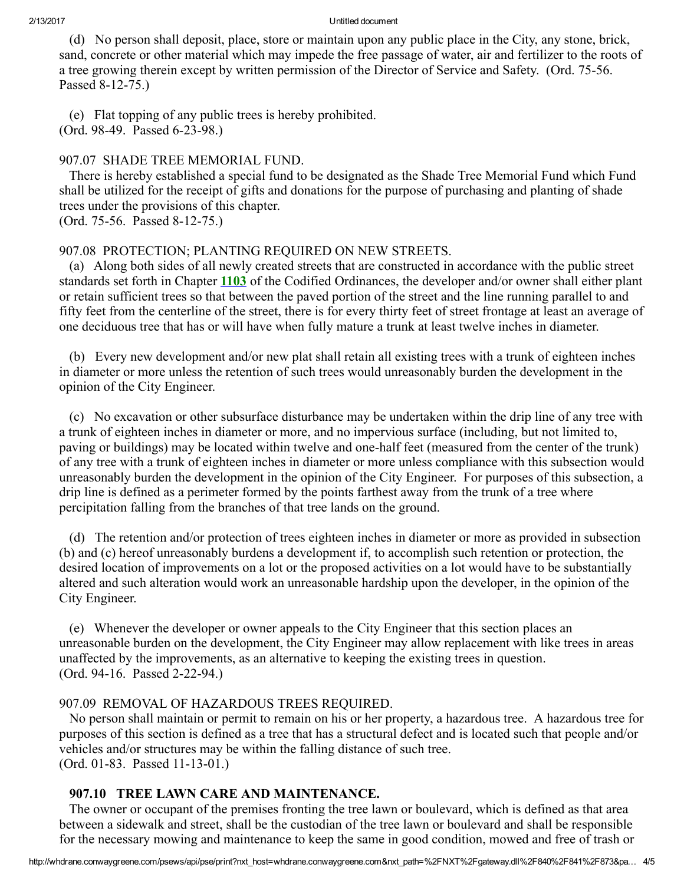(d) No person shall deposit, place, store or maintain upon any public place in the City, any stone, brick, sand, concrete or other material which may impede the free passage of water, air and fertilizer to the roots of a tree growing therein except by written permission of the Director of Service and Safety. (Ord. 75-56. Passed 8-12-75.)

(e) Flat topping of any public trees is hereby prohibited.
(Ord. 98-49. Passed 6-23-98.)

907.07 SHADE TREE MEMORIAL FUND.

There is hereby established a special fund to be designated as the Shade Tree Memorial Fund which Fund shall be utilized for the receipt of gifts and donations for the purpose of purchasing and planting of shade trees under the provisions of this chapter.
(Ord. 75-56. Passed 8-12-75.)

907.08 PROTECTION; PLANTING REQUIRED ON NEW STREETS.

(a) Along both sides of all newly created streets that are constructed in accordance with the public street standards set forth in Chapter **1103** of the Codified Ordinances, the developer and/or owner shall either plant or retain sufficient trees so that between the paved portion of the street and the line running parallel to and fifty feet from the centerline of the street, there is for every thirty feet of street frontage at least an average of one deciduous tree that has or will have when fully mature a trunk at least twelve inches in diameter.

(b) Every new development and/or new plat shall retain all existing trees with a trunk of eighteen inches in diameter or more unless the retention of such trees would unreasonably burden the development in the opinion of the City Engineer.

(c) No excavation or other subsurface disturbance may be undertaken within the drip line of any tree with a trunk of eighteen inches in diameter or more, and no impervious surface (including, but not limited to, paving or buildings) may be located within twelve and one-half feet (measured from the center of the trunk) of any tree with a trunk of eighteen inches in diameter or more unless compliance with this subsection would unreasonably burden the development in the opinion of the City Engineer. For purposes of this subsection, a drip line is defined as a perimeter formed by the points farthest away from the trunk of a tree where percipitation falling from the branches of that tree lands on the ground.

(d) The retention and/or protection of trees eighteen inches in diameter or more as provided in subsection (b) and (c) hereof unreasonably burdens a development if, to accomplish such retention or protection, the desired location of improvements on a lot or the proposed activities on a lot would have to be substantially altered and such alteration would work an unreasonable hardship upon the developer, in the opinion of the City Engineer.

(e) Whenever the developer or owner appeals to the City Engineer that this section places an unreasonable burden on the development, the City Engineer may allow replacement with like trees in areas unaffected by the improvements, as an alternative to keeping the existing trees in question.
(Ord. 94-16. Passed 2-22-94.)

907.09 REMOVAL OF HAZARDOUS TREES REQUIRED.

No person shall maintain or permit to remain on his or her property, a hazardous tree. A hazardous tree for purposes of this section is defined as a tree that has a structural defect and is located such that people and/or vehicles and/or structures may be within the falling distance of such tree.
(Ord. 01-83. Passed 11-13-01.)

**907.10 TREE LAWN CARE AND MAINTENANCE.**

The owner or occupant of the premises fronting the tree lawn or boulevard, which is defined as that area between a sidewalk and street, shall be the custodian of the tree lawn or boulevard and shall be responsible for the necessary mowing and maintenance to keep the same in good condition, mowed and free of trash or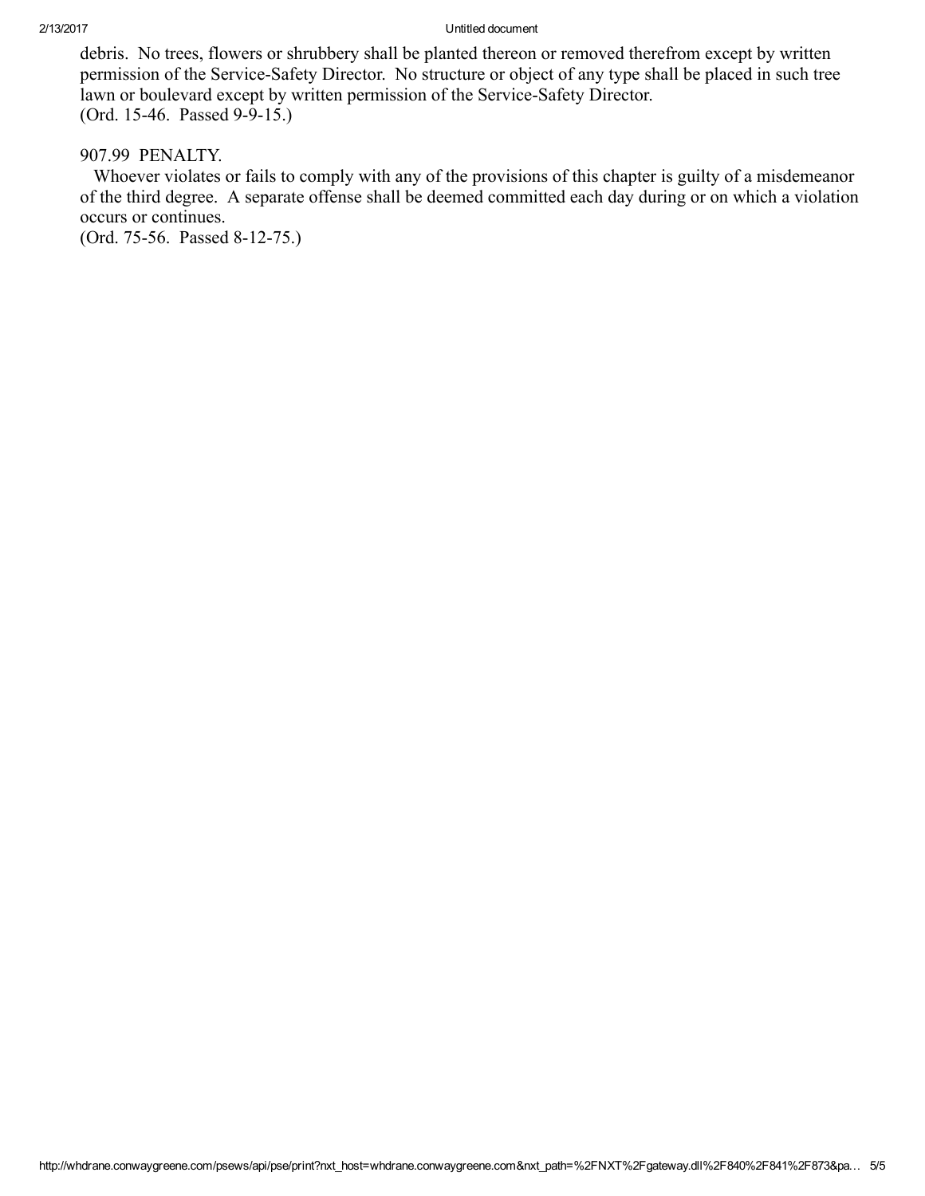debris. No trees, flowers or shrubbery shall be planted thereon or removed therefrom except by written permission of the Service-Safety Director. No structure or object of any type shall be placed in such tree lawn or boulevard except by written permission of the Service-Safety Director.
(Ord. 15-46. Passed 9-9-15.)

907.99 PENALTY.

Whoever violates or fails to comply with any of the provisions of this chapter is guilty of a misdemeanor of the third degree. A separate offense shall be deemed committed each day during or on which a violation occurs or continues.
(Ord. 75-56. Passed 8-12-75.)